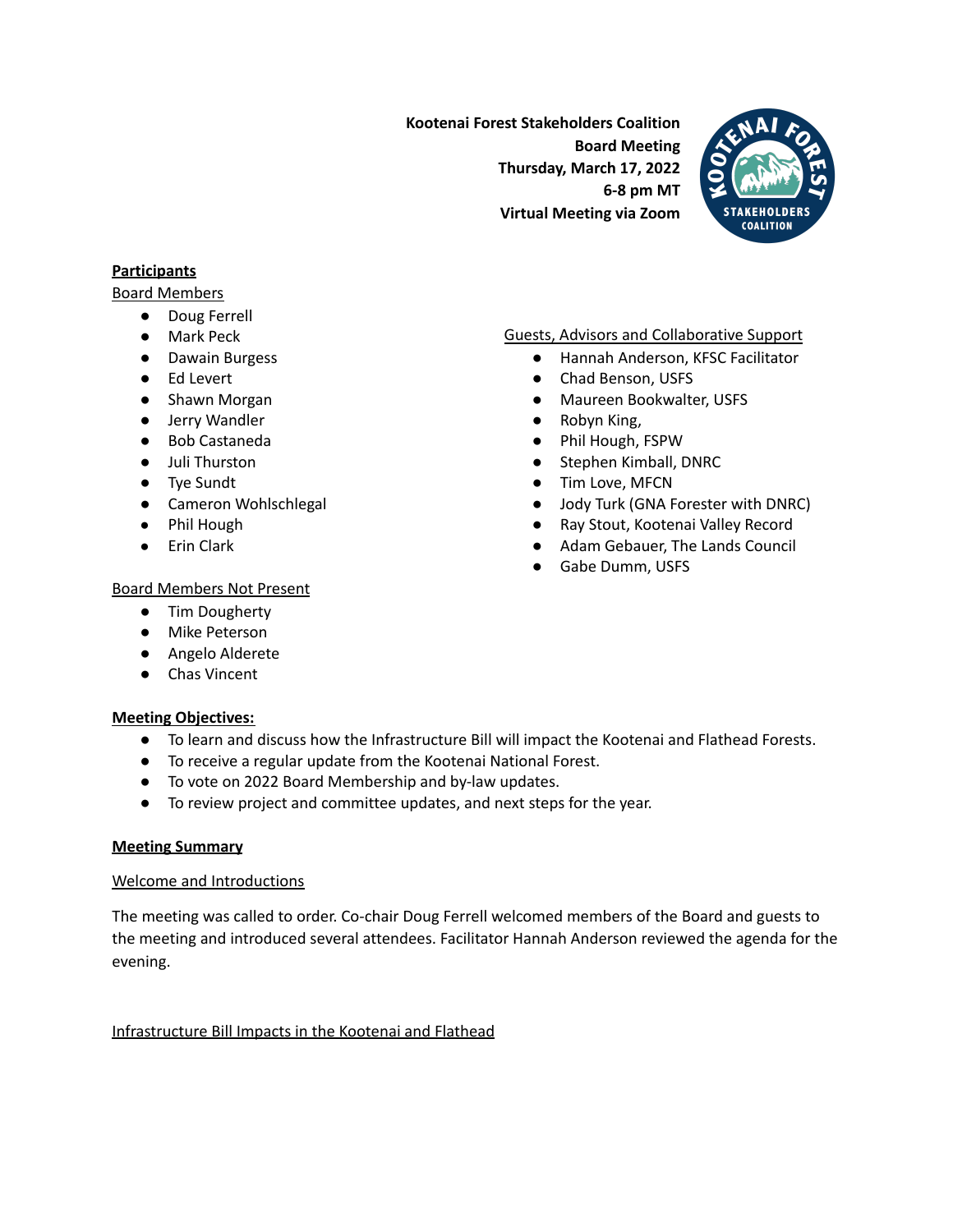**Kootenai Forest Stakeholders Coalition**
**Board Meeting**
**Thursday, March 17, 2022**
**6-8 pm MT**
**Virtual Meeting via Zoom**

## Participants

Board Members

- Doug Ferrell
- Mark Peck
- Dawain Burgess
- Ed Levert
- Shawn Morgan
- Jerry Wandler
- Bob Castaneda
- Juli Thurston
- Tye Sundt
- Cameron Wohlschlegal
- Phil Hough
- Erin Clark

Board Members Not Present

- Tim Dougherty
- Mike Peterson
- Angelo Alderete
- Chas Vincent

Guests, Advisors and Collaborative Support

- Hannah Anderson, KFSC Facilitator
- Chad Benson, USFS
- Maureen Bookwalter, USFS
- Robyn King,
- Phil Hough, FSPW
- Stephen Kimball, DNRC
- Tim Love, MFCN
- Jody Turk (GNA Forester with DNRC)
- Ray Stout, Kootenai Valley Record
- Adam Gebauer, The Lands Council
- Gabe Dumm, USFS

## Meeting Objectives:

- To learn and discuss how the Infrastructure Bill will impact the Kootenai and Flathead Forests.
- To receive a regular update from the Kootenai National Forest.
- To vote on 2022 Board Membership and by-law updates.
- To review project and committee updates, and next steps for the year.

## Meeting Summary

### Welcome and Introductions

The meeting was called to order. Co-chair Doug Ferrell welcomed members of the Board and guests to the meeting and introduced several attendees. Facilitator Hannah Anderson reviewed the agenda for the evening.

### Infrastructure Bill Impacts in the Kootenai and Flathead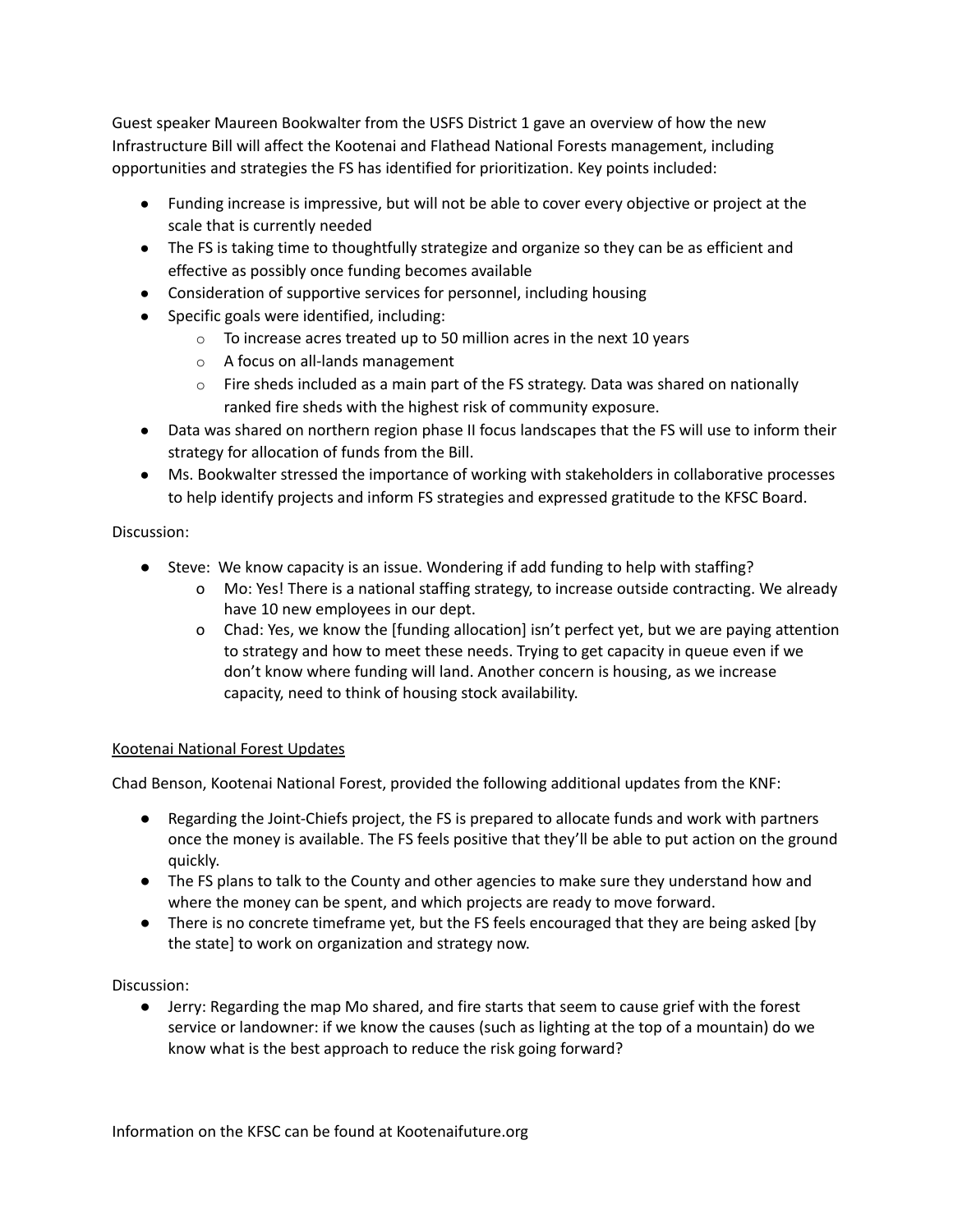Guest speaker Maureen Bookwalter from the USFS District 1 gave an overview of how the new Infrastructure Bill will affect the Kootenai and Flathead National Forests management, including opportunities and strategies the FS has identified for prioritization. Key points included:

- Funding increase is impressive, but will not be able to cover every objective or project at the scale that is currently needed
- The FS is taking time to thoughtfully strategize and organize so they can be as efficient and effective as possibly once funding becomes available
- Consideration of supportive services for personnel, including housing
- Specific goals were identified, including:
    - To increase acres treated up to 50 million acres in the next 10 years
    - A focus on all-lands management
    - Fire sheds included as a main part of the FS strategy. Data was shared on nationally ranked fire sheds with the highest risk of community exposure.
- Data was shared on northern region phase II focus landscapes that the FS will use to inform their strategy for allocation of funds from the Bill.
- Ms. Bookwalter stressed the importance of working with stakeholders in collaborative processes to help identify projects and inform FS strategies and expressed gratitude to the KFSC Board.

Discussion:

- Steve: We know capacity is an issue. Wondering if add funding to help with staffing?
    - Mo: Yes! There is a national staffing strategy, to increase outside contracting. We already have 10 new employees in our dept.
    - Chad: Yes, we know the [funding allocation] isn't perfect yet, but we are paying attention to strategy and how to meet these needs. Trying to get capacity in queue even if we don't know where funding will land. Another concern is housing, as we increase capacity, need to think of housing stock availability.

<u>Kootenai National Forest Updates</u>

Chad Benson, Kootenai National Forest, provided the following additional updates from the KNF:

- Regarding the Joint-Chiefs project, the FS is prepared to allocate funds and work with partners once the money is available. The FS feels positive that they'll be able to put action on the ground quickly.
- The FS plans to talk to the County and other agencies to make sure they understand how and where the money can be spent, and which projects are ready to move forward.
- There is no concrete timeframe yet, but the FS feels encouraged that they are being asked [by the state] to work on organization and strategy now.

Discussion:

- Jerry: Regarding the map Mo shared, and fire starts that seem to cause grief with the forest service or landowner: if we know the causes (such as lighting at the top of a mountain) do we know what is the best approach to reduce the risk going forward?

Information on the KFSC can be found at Kootenaifuture.org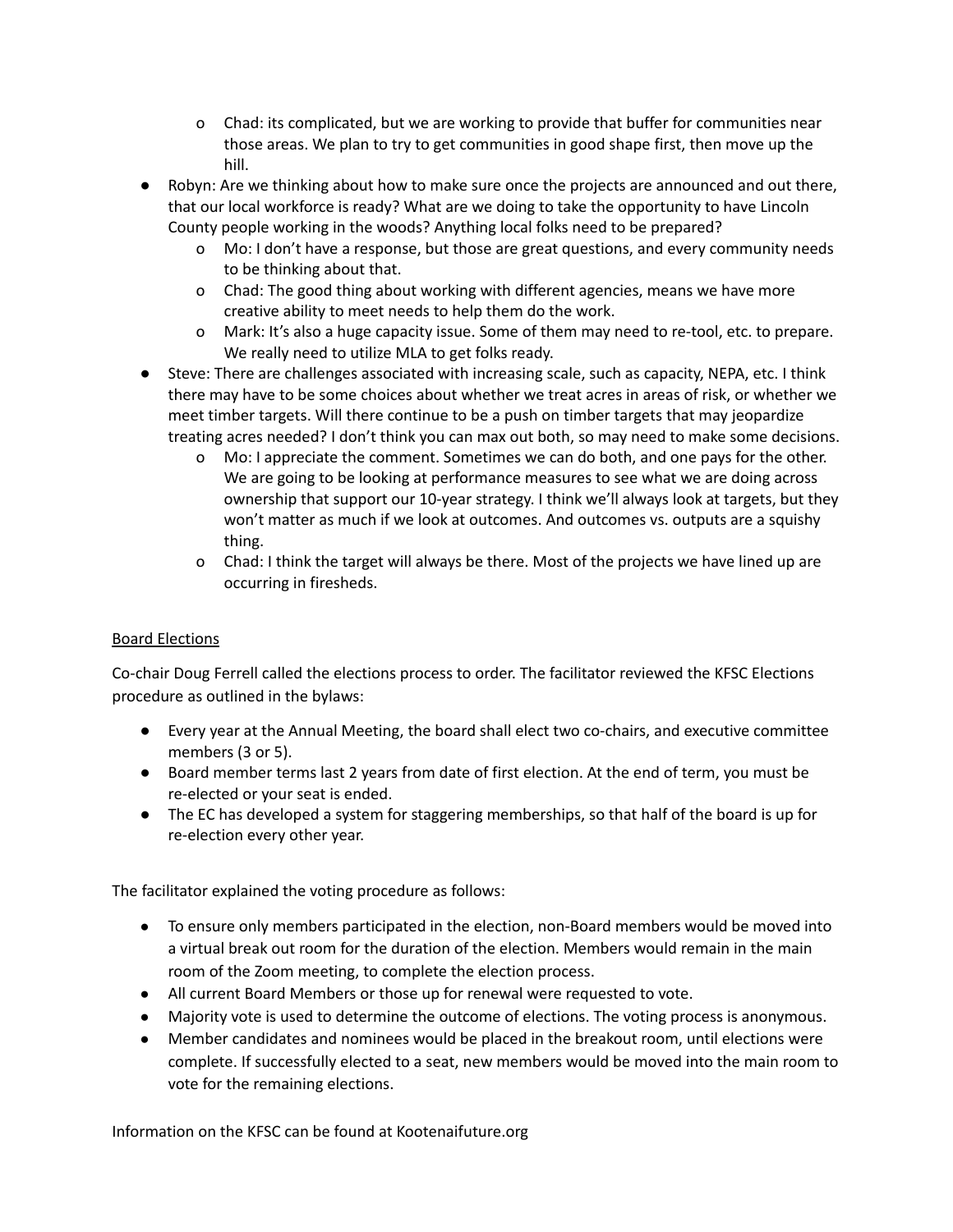- Chad: its complicated, but we are working to provide that buffer for communities near those areas. We plan to try to get communities in good shape first, then move up the hill.
- Robyn: Are we thinking about how to make sure once the projects are announced and out there, that our local workforce is ready? What are we doing to take the opportunity to have Lincoln County people working in the woods? Anything local folks need to be prepared?
    - Mo: I don't have a response, but those are great questions, and every community needs to be thinking about that.
    - Chad: The good thing about working with different agencies, means we have more creative ability to meet needs to help them do the work.
    - Mark: It's also a huge capacity issue. Some of them may need to re-tool, etc. to prepare. We really need to utilize MLA to get folks ready.
- Steve: There are challenges associated with increasing scale, such as capacity, NEPA, etc. I think there may have to be some choices about whether we treat acres in areas of risk, or whether we meet timber targets. Will there continue to be a push on timber targets that may jeopardize treating acres needed? I don't think you can max out both, so may need to make some decisions.
    - Mo: I appreciate the comment. Sometimes we can do both, and one pays for the other. We are going to be looking at performance measures to see what we are doing across ownership that support our 10-year strategy. I think we'll always look at targets, but they won't matter as much if we look at outcomes. And outcomes vs. outputs are a squishy thing.
    - Chad: I think the target will always be there. Most of the projects we have lined up are occurring in firesheds.

<u>Board Elections</u>

Co-chair Doug Ferrell called the elections process to order. The facilitator reviewed the KFSC Elections procedure as outlined in the bylaws:

- Every year at the Annual Meeting, the board shall elect two co-chairs, and executive committee members (3 or 5).
- Board member terms last 2 years from date of first election. At the end of term, you must be re-elected or your seat is ended.
- The EC has developed a system for staggering memberships, so that half of the board is up for re-election every other year.

The facilitator explained the voting procedure as follows:

- To ensure only members participated in the election, non-Board members would be moved into a virtual break out room for the duration of the election. Members would remain in the main room of the Zoom meeting, to complete the election process.
- All current Board Members or those up for renewal were requested to vote.
- Majority vote is used to determine the outcome of elections. The voting process is anonymous.
- Member candidates and nominees would be placed in the breakout room, until elections were complete. If successfully elected to a seat, new members would be moved into the main room to vote for the remaining elections.

Information on the KFSC can be found at Kootenaifuture.org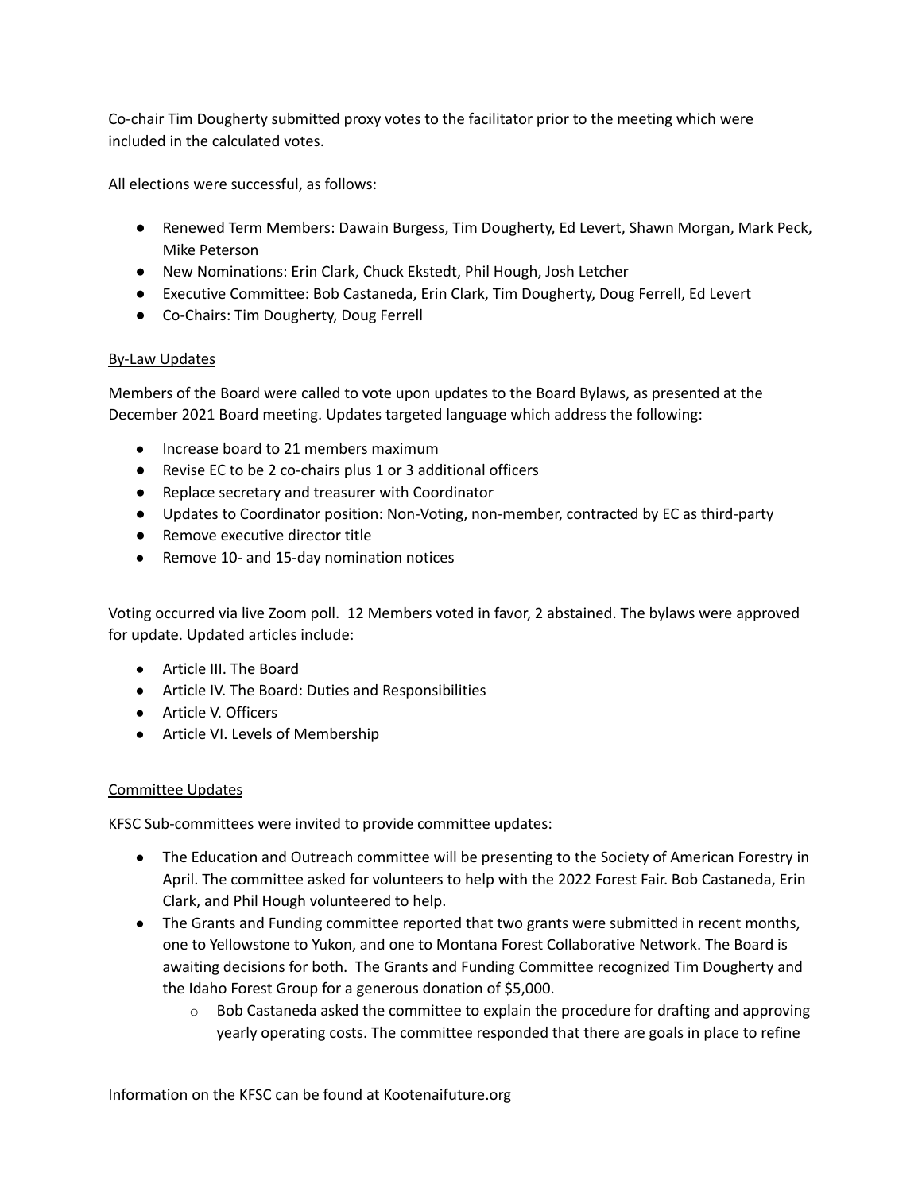Co-chair Tim Dougherty submitted proxy votes to the facilitator prior to the meeting which were included in the calculated votes.

All elections were successful, as follows:

- Renewed Term Members: Dawain Burgess, Tim Dougherty, Ed Levert, Shawn Morgan, Mark Peck, Mike Peterson
- New Nominations: Erin Clark, Chuck Ekstedt, Phil Hough, Josh Letcher
- Executive Committee: Bob Castaneda, Erin Clark, Tim Dougherty, Doug Ferrell, Ed Levert
- Co-Chairs: Tim Dougherty, Doug Ferrell

<u>By-Law Updates</u>

Members of the Board were called to vote upon updates to the Board Bylaws, as presented at the December 2021 Board meeting. Updates targeted language which address the following:

- Increase board to 21 members maximum
- Revise EC to be 2 co-chairs plus 1 or 3 additional officers
- Replace secretary and treasurer with Coordinator
- Updates to Coordinator position: Non-Voting, non-member, contracted by EC as third-party
- Remove executive director title
- Remove 10- and 15-day nomination notices

Voting occurred via live Zoom poll. 12 Members voted in favor, 2 abstained. The bylaws were approved for update. Updated articles include:

- Article III. The Board
- Article IV. The Board: Duties and Responsibilities
- Article V. Officers
- Article VI. Levels of Membership

<u>Committee Updates</u>

KFSC Sub-committees were invited to provide committee updates:

- The Education and Outreach committee will be presenting to the Society of American Forestry in April. The committee asked for volunteers to help with the 2022 Forest Fair. Bob Castaneda, Erin Clark, and Phil Hough volunteered to help.
- The Grants and Funding committee reported that two grants were submitted in recent months, one to Yellowstone to Yukon, and one to Montana Forest Collaborative Network. The Board is awaiting decisions for both. The Grants and Funding Committee recognized Tim Dougherty and the Idaho Forest Group for a generous donation of $5,000.
    - Bob Castaneda asked the committee to explain the procedure for drafting and approving yearly operating costs. The committee responded that there are goals in place to refine

Information on the KFSC can be found at Kootenaifuture.org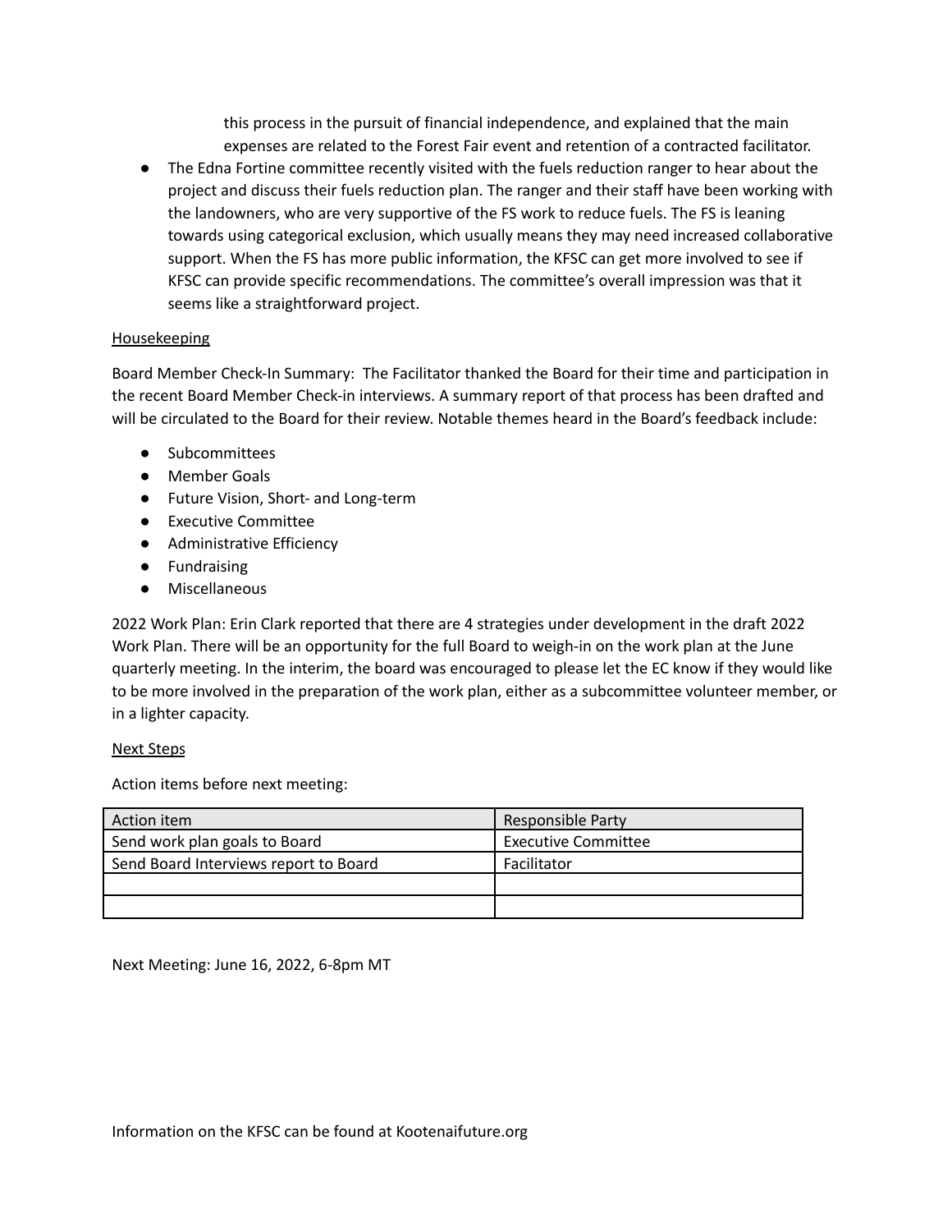this process in the pursuit of financial independence, and explained that the main expenses are related to the Forest Fair event and retention of a contracted facilitator.

- The Edna Fortine committee recently visited with the fuels reduction ranger to hear about the project and discuss their fuels reduction plan. The ranger and their staff have been working with the landowners, who are very supportive of the FS work to reduce fuels. The FS is leaning towards using categorical exclusion, which usually means they may need increased collaborative support. When the FS has more public information, the KFSC can get more involved to see if KFSC can provide specific recommendations. The committee's overall impression was that it seems like a straightforward project.

Housekeeping

Board Member Check-In Summary: The Facilitator thanked the Board for their time and participation in the recent Board Member Check-in interviews. A summary report of that process has been drafted and will be circulated to the Board for their review. Notable themes heard in the Board's feedback include:

- Subcommittees
- Member Goals
- Future Vision, Short- and Long-term
- Executive Committee
- Administrative Efficiency
- Fundraising
- Miscellaneous

2022 Work Plan: Erin Clark reported that there are 4 strategies under development in the draft 2022 Work Plan. There will be an opportunity for the full Board to weigh-in on the work plan at the June quarterly meeting. In the interim, the board was encouraged to please let the EC know if they would like to be more involved in the preparation of the work plan, either as a subcommittee volunteer member, or in a lighter capacity.

Next Steps

Action items before next meeting:

| Action item | Responsible Party |
|---|---|
| Send work plan goals to Board | Executive Committee |
| Send Board Interviews report to Board | Facilitator |
| | |
| | |

Next Meeting: June 16, 2022, 6-8pm MT

Information on the KFSC can be found at Kootenaifuture.org